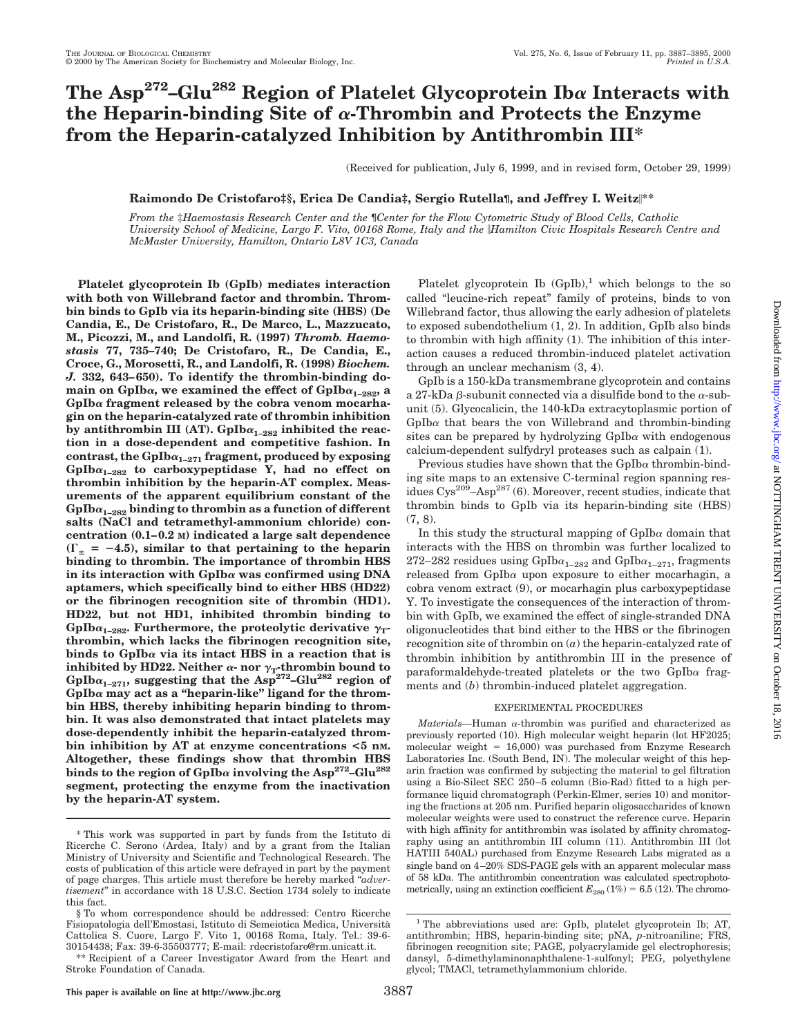# The Asp[272]–Glu[282] Region of Platelet Glycoprotein Ibα Interacts with the Heparin-binding Site of α-Thrombin and Protects the Enzyme from the Heparin-catalyzed Inhibition by Antithrombin III*

(Received for publication, July 6, 1999, and in revised form, October 29, 1999)

**Raimondo De Cristofaro‡§, Erica De Candia‡, Sergio Rutella¶, and Jeffrey I. Weitz‖\*\***

From the ‡Haemostasis Research Center and the ¶Center for the Flow Cytometric Study of Blood Cells, Catholic University School of Medicine, Largo F. Vito, 00168 Rome, Italy and the ‖Hamilton Civic Hospitals Research Centre and McMaster University, Hamilton, Ontario L8V 1C3, Canada

**Platelet glycoprotein Ib (GpIb) mediates interaction with both von Willebrand factor and thrombin. Thrombin binds to GpIb via its heparin-binding site (HBS) (De Candia, E., De Cristofaro, R., De Marco, L., Mazzucato, M., Picozzi, M., and Landolfi, R. (1997) *Thromb. Haemostasis* 77, 735–740; De Cristofaro, R., De Candia, E., Croce, G., Morosetti, R., and Landolfi, R. (1998) *Biochem. J.* 332, 643–650). To identify the thrombin-binding domain on GpIbα, we examined the effect of GpIbα$_{1-282}$, a GpIbα fragment released by the cobra venom mocarhagin on the heparin-catalyzed rate of thrombin inhibition by antithrombin III (AT). GpIbα$_{1-282}$ inhibited the reaction in a dose-dependent and competitive fashion. In contrast, the GpIbα$_{1-271}$ fragment, produced by exposing GpIbα$_{1-282}$ to carboxypeptidase Y, had no effect on thrombin inhibition by the heparin-AT complex. Measurements of the apparent equilibrium constant of the GpIbα$_{1-282}$ binding to thrombin as a function of different salts (NaCl and tetramethyl-ammonium chloride) concentration (0.1–0.2 M) indicated a large salt dependence ($\Gamma_{\pm} = -4.5$), similar to that pertaining to the heparin binding to thrombin. The importance of thrombin HBS in its interaction with GpIbα was confirmed using DNA aptamers, which specifically bind to either HBS (HD22) or the fibrinogen recognition site of thrombin (HD1). HD22, but not HD1, inhibited thrombin binding to GpIbα$_{1-282}$. Furthermore, the proteolytic derivative $\gamma_T$-thrombin, which lacks the fibrinogen recognition site, binds to GpIbα via its intact HBS in a reaction that is inhibited by HD22. Neither α- nor $\gamma_T$-thrombin bound to GpIbα$_{1-271}$, suggesting that the Asp[272]–Glu[282] region of GpIbα may act as a "heparin-like" ligand for the thrombin HBS, thereby inhibiting heparin binding to thrombin. It was also demonstrated that intact platelets may dose-dependently inhibit the heparin-catalyzed thrombin inhibition by AT at enzyme concentrations <5 nM. Altogether, these findings show that thrombin HBS binds to the region of GpIbα involving the Asp[272]–Glu[282] segment, protecting the enzyme from the inactivation by the heparin-AT system.**

Platelet glycoprotein Ib (GpIb),[1] which belongs to the so called "leucine-rich repeat" family of proteins, binds to von Willebrand factor, thus allowing the early adhesion of platelets to exposed subendothelium (1, 2). In addition, GpIb also binds to thrombin with high affinity (1). The inhibition of this interaction causes a reduced thrombin-induced platelet activation through an unclear mechanism (3, 4).

GpIb is a 150-kDa transmembrane glycoprotein and contains a 27-kDa β-subunit connected via a disulfide bond to the α-subunit (5). Glycocalicin, the 140-kDa extracytoplasmic portion of GpIbα that bears the von Willebrand and thrombin-binding sites can be prepared by hydrolyzing GpIbα with endogenous calcium-dependent sulfydryl proteases such as calpain (1).

Previous studies have shown that the GpIbα thrombin-binding site maps to an extensive C-terminal region spanning residues Cys[209]–Asp[287] (6). Moreover, recent studies, indicate that thrombin binds to GpIb via its heparin-binding site (HBS) (7, 8).

In this study the structural mapping of GpIbα domain that interacts with the HBS on thrombin was further localized to 272–282 residues using GpIbα$_{1-282}$ and GpIbα$_{1-271}$, fragments released from GpIbα upon exposure to either mocarhagin, a cobra venom extract (9), or mocarhagin plus carboxypeptidase Y. To investigate the consequences of the interaction of thrombin with GpIb, we examined the effect of single-stranded DNA oligonucleotides that bind either to the HBS or the fibrinogen recognition site of thrombin on (*a*) the heparin-catalyzed rate of thrombin inhibition by antithrombin III in the presence of paraformaldehyde-treated platelets or the two GpIbα fragments and (*b*) thrombin-induced platelet aggregation.

## EXPERIMENTAL PROCEDURES

*Materials*—Human α-thrombin was purified and characterized as previously reported (10). High molecular weight heparin (lot HF2025; molecular weight = 16,000) was purchased from Enzyme Research Laboratories Inc. (South Bend, IN). The molecular weight of this heparin fraction was confirmed by subjecting the material to gel filtration using a Bio-Silect SEC 250–5 column (Bio-Rad) fitted to a high performance liquid chromatograph (Perkin-Elmer, series 10) and monitoring the fractions at 205 nm. Purified heparin oligosaccharides of known molecular weights were used to construct the reference curve. Heparin with high affinity for antithrombin was isolated by affinity chromatography using an antithrombin III column (11). Antithrombin III (lot HATIII 540AL) purchased from Enzyme Research Labs migrated as a single band on 4–20% SDS-PAGE gels with an apparent molecular mass of 58 kDa. The antithrombin concentration was calculated spectrophotometrically, using an extinction coefficient $E_{280}$ (1%) = 6.5 (12). The chromo-

\* This work was supported in part by funds from the Istituto di Ricerche C. Serono (Ardea, Italy) and by a grant from the Italian Ministry of University and Scientific and Technological Research. The costs of publication of this article were defrayed in part by the payment of page charges. This article must therefore be hereby marked "*advertisement*" in accordance with 18 U.S.C. Section 1734 solely to indicate this fact.

§ To whom correspondence should be addressed: Centro Ricerche Fisiopatologia dell'Emostasi, Istituto di Semeiotica Medica, Università Cattolica S. Cuore, Largo F. Vito 1, 00168 Roma, Italy. Tel.: 39-6-30154438; Fax: 39-6-35503777; E-mail: rdecristofaro@rm.unicatt.it.

\*\* Recipient of a Career Investigator Award from the Heart and Stroke Foundation of Canada.

[1] The abbreviations used are: GpIb, platelet glycoprotein Ib; AT, antithrombin; HBS, heparin-binding site; pNA, *p*-nitroaniline; FRS, fibrinogen recognition site; PAGE, polyacrylamide gel electrophoresis; dansyl, 5-dimethylaminonaphthalene-1-sulfonyl; PEG, polyethylene glycol; TMACl, tetramethylammonium chloride.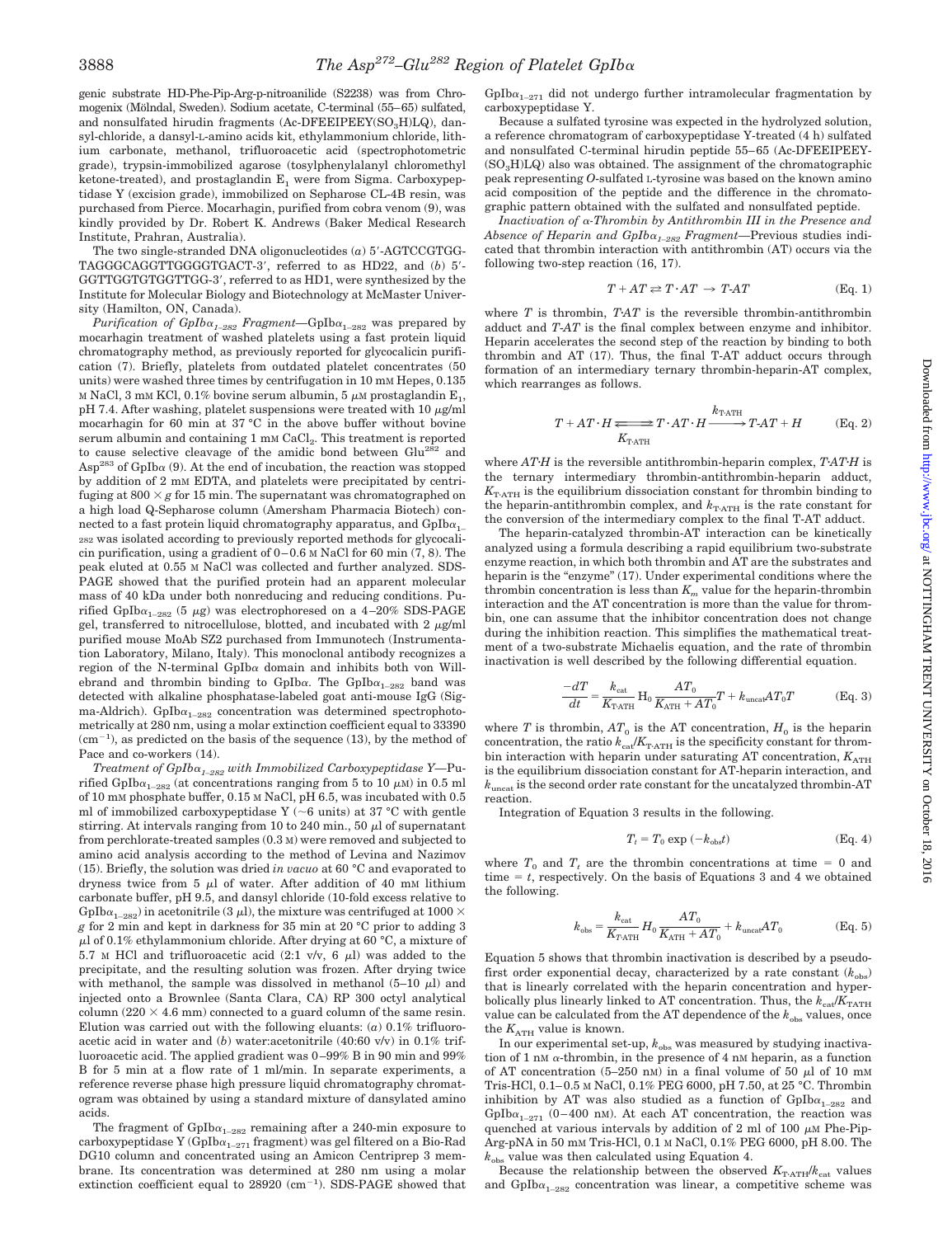genic substrate HD-Phe-Pip-Arg-p-nitroanilide (S2238) was from Chromogenix (Mölndal, Sweden). Sodium acetate, C-terminal (55–65) sulfated, and nonsulfated hirudin fragments (Ac-DFEEIPEEY($SO_3$H)LQ), dansyl-chloride, a dansyl-L-amino acids kit, ethylammonium chloride, lithium carbonate, methanol, trifluoroacetic acid (spectrophotometric grade), trypsin-immobilized agarose (tosylphenylalanyl chloromethyl ketone-treated), and prostaglandin $E_1$ were from Sigma. Carboxypeptidase Y (excision grade), immobilized on Sepharose CL-4B resin, was purchased from Pierce. Mocarhagin, purified from cobra venom (9), was kindly provided by Dr. Robert K. Andrews (Baker Medical Research Institute, Prahran, Australia).

The two single-stranded DNA oligonucleotides (*a*) 5′-AGTCCGTGGTAGGGCAGGTTGGGGTGACT-3′, referred to as HD22, and (*b*) 5′-GGTTGGTGTGGTTGG-3′, referred to as HD1, were synthesized by the Institute for Molecular Biology and Biotechnology at McMaster University (Hamilton, ON, Canada).

*Purification of GpIbα$_{1–282}$ Fragment*—GpIbα$_{1–282}$ was prepared by mocarhagin treatment of washed platelets using a fast protein liquid chromatography method, as previously reported for glycocalicin purification (7). Briefly, platelets from outdated platelet concentrates (50 units) were washed three times by centrifugation in 10 mM Hepes, 0.135 M NaCl, 3 mM KCl, 0.1% bovine serum albumin, 5 μM prostaglandin $E_1$, pH 7.4. After washing, platelet suspensions were treated with 10 μg/ml mocarhagin for 60 min at 37 °C in the above buffer without bovine serum albumin and containing 1 mM $CaCl_2$. This treatment is reported to cause selective cleavage of the amidic bond between Glu[282] and Asp[283] of GpIbα (9). At the end of incubation, the reaction was stopped by addition of 2 mM EDTA, and platelets were precipitated by centrifuging at 800 × *g* for 15 min. The supernatant was chromatographed on a high load Q-Sepharose column (Amersham Pharmacia Biotech) connected to a fast protein liquid chromatography apparatus, and GpIbα$_{1–282}$ was isolated according to previously reported methods for glycocalicin purification, using a gradient of 0–0.6 M NaCl for 60 min (7, 8). The peak eluted at 0.55 M NaCl was collected and further analyzed. SDS-PAGE showed that the purified protein had an apparent molecular mass of 40 kDa under both nonreducing and reducing conditions. Purified GpIbα$_{1–282}$ (5 μg) was electrophoresed on a 4–20% SDS-PAGE gel, transferred to nitrocellulose, blotted, and incubated with 2 μg/ml purified mouse MoAb SZ2 purchased from Immunotech (Instrumentation Laboratory, Milano, Italy). This monoclonal antibody recognizes a region of the N-terminal GpIbα domain and inhibits both von Willebrand and thrombin binding to GpIbα. The GpIbα$_{1–282}$ band was detected with alkaline phosphatase-labeled goat anti-mouse IgG (Sigma-Aldrich). GpIbα$_{1–282}$ concentration was determined spectrophotometrically at 280 nm, using a molar extinction coefficient equal to 33390 ($cm^{-1}$), as predicted on the basis of the sequence (13), by the method of Pace and co-workers (14).

*Treatment of GpIbα$_{1–282}$ with Immobilized Carboxypeptidase Y*—Purified GpIbα$_{1–282}$ (at concentrations ranging from 5 to 10 μM) in 0.5 ml of 10 mM phosphate buffer, 0.15 M NaCl, pH 6.5, was incubated with 0.5 ml of immobilized carboxypeptidase Y (~6 units) at 37 °C with gentle stirring. At intervals ranging from 10 to 240 min., 50 μl of supernatant from perchlorate-treated samples (0.3 M) were removed and subjected to amino acid analysis according to the method of Levina and Nazimov (15). Briefly, the solution was dried *in vacuo* at 60 °C and evaporated to dryness twice from 5 μl of water. After addition of 40 mM lithium carbonate buffer, pH 9.5, and dansyl chloride (10-fold excess relative to GpIbα$_{1–282}$) in acetonitrile (3 μl), the mixture was centrifuged at 1000 × *g* for 2 min and kept in darkness for 35 min at 20 °C prior to adding 3 μl of 0.1% ethylammonium chloride. After drying at 60 °C, a mixture of 5.7 M HCl and trifluoroacetic acid (2:1 v/v, 6 μl) was added to the precipitate, and the resulting solution was frozen. After drying twice with methanol, the sample was dissolved in methanol (5–10 μl) and injected onto a Brownlee (Santa Clara, CA) RP 300 octyl analytical column (220 × 4.6 mm) connected to a guard column of the same resin. Elution was carried out with the following eluants: (*a*) 0.1% trifluoroacetic acid in water and (*b*) water:acetonitrile (40:60 v/v) in 0.1% trifluoroacetic acid. The applied gradient was 0–99% B in 90 min and 99% B for 5 min at a flow rate of 1 ml/min. In separate experiments, a reference reverse phase high pressure liquid chromatography chromatogram was obtained by using a standard mixture of dansylated amino acids.

The fragment of GpIbα$_{1–282}$ remaining after a 240-min exposure to carboxypeptidase Y (GpIbα$_{1–271}$ fragment) was gel filtered on a Bio-Rad DG10 column and concentrated using an Amicon Centriprep 3 membrane. Its concentration was determined at 280 nm using a molar extinction coefficient equal to 28920 ($cm^{-1}$). SDS-PAGE showed that GpIbα$_{1–271}$ did not undergo further intramolecular fragmentation by carboxypeptidase Y.

Because a sulfated tyrosine was expected in the hydrolyzed solution, a reference chromatogram of carboxypeptidase Y-treated (4 h) sulfated and nonsulfated C-terminal hirudin peptide 55–65 (Ac-DFEEIPEEY($SO_3$H)LQ) also was obtained. The assignment of the chromatographic peak representing *O*-sulfated L-tyrosine was based on the known amino acid composition of the peptide and the difference in the chromatographic pattern obtained with the sulfated and nonsulfated peptide.

*Inactivation of α-Thrombin by Antithrombin III in the Presence and Absence of Heparin and GpIbα$_{1–282}$ Fragment*—Previous studies indicated that thrombin interaction with antithrombin (AT) occurs via the following two-step reaction (16, 17).

$$T + AT \rightleftarrows T \cdot AT \rightarrow T\text{-}AT \qquad \text{(Eq. 1)}$$

where *T* is thrombin, *T·AT* is the reversible thrombin-antithrombin adduct and *T-AT* is the final complex between enzyme and inhibitor. Heparin accelerates the second step of the reaction by binding to both thrombin and AT (17). Thus, the final T-AT adduct occurs through formation of an intermediary ternary thrombin-heparin-AT complex, which rearranges as follows.

$$T + AT \cdot H \underset{K_{\text{T·ATH}}}{\rightleftarrows} T \cdot AT \cdot H \xrightarrow{k_{\text{T·ATH}}} T\text{-}AT + H \qquad \text{(Eq. 2)}$$

where *AT·H* is the reversible antithrombin-heparin complex, *T·AT·H* is the ternary intermediary thrombin-antithrombin-heparin adduct, $K_{\text{T·ATH}}$ is the equilibrium dissociation constant for thrombin binding to the heparin-antithrombin complex, and $k_{\text{T·ATH}}$ is the rate constant for the conversion of the intermediary complex to the final T-AT adduct.

The heparin-catalyzed thrombin-AT interaction can be kinetically analyzed using a formula describing a rapid equilibrium two-substrate enzyme reaction, in which both thrombin and AT are the substrates and heparin is the "enzyme" (17). Under experimental conditions where the thrombin concentration is less than $K_m$ value for the heparin-thrombin interaction and the AT concentration is more than the value for thrombin, one can assume that the inhibitor concentration does not change during the inhibition reaction. This simplifies the mathematical treatment of a two-substrate Michaelis equation, and the rate of thrombin inactivation is well described by the following differential equation.

$$\frac{-dT}{dt} = \frac{k_{\text{cat}}}{K_{\text{T·ATH}}} \, H_0 \, \frac{AT_0}{K_{\text{ATH}} + AT_0} T + k_{\text{uncat}} AT_0 T \qquad \text{(Eq. 3)}$$

where *T* is thrombin, $AT_0$ is the AT concentration, $H_0$ is the heparin concentration, the ratio $k_{\text{cat}}/K_{\text{T·ATH}}$ is the specificity constant for thrombin interaction with heparin under saturating AT concentration, $K_{\text{ATH}}$ is the equilibrium dissociation constant for AT-heparin interaction, and $k_{\text{uncat}}$ is the second order rate constant for the uncatalyzed thrombin-AT reaction.

Integration of Equation 3 results in the following.

$$T_t = T_0 \exp(-k_{\text{obs}} t) \qquad \text{(Eq. 4)}$$

where $T_0$ and $T_t$ are the thrombin concentrations at time = 0 and time = *t*, respectively. On the basis of Equations 3 and 4 we obtained the following.

$$k_{\text{obs}} = \frac{k_{\text{cat}}}{K_{\text{T·ATH}}} \, H_0 \, \frac{AT_0}{K_{\text{ATH}} + AT_0} + k_{\text{uncat}} AT_0 \qquad \text{(Eq. 5)}$$

Equation 5 shows that thrombin inactivation is described by a pseudo-first order exponential decay, characterized by a rate constant ($k_{\text{obs}}$) that is linearly correlated with the heparin concentration and hyperbolically plus linearly linked to AT concentration. Thus, the $k_{\text{cat}}/K_{\text{TATH}}$ value can be calculated from the AT dependence of the $k_{\text{obs}}$ values, once the $K_{\text{ATH}}$ value is known.

In our experimental set-up, $k_{\text{obs}}$ was measured by studying inactivation of 1 nM α-thrombin, in the presence of 4 nM heparin, as a function of AT concentration (5–250 nM) in a final volume of 50 μl of 10 mM Tris-HCl, 0.1–0.5 M NaCl, 0.1% PEG 6000, pH 7.50, at 25 °C. Thrombin inhibition by AT was also studied as a function of GpIbα$_{1–282}$ and GpIbα$_{1–271}$ (0–400 nM). At each AT concentration, the reaction was quenched at various intervals by addition of 2 ml of 100 μM Phe-Pip-Arg-pNA in 50 mM Tris-HCl, 0.1 M NaCl, 0.1% PEG 6000, pH 8.00. The $k_{\text{obs}}$ value was then calculated using Equation 4.

Because the relationship between the observed $K_{\text{T·ATH}}/k_{\text{cat}}$ values and GpIbα$_{1–282}$ concentration was linear, a competitive scheme was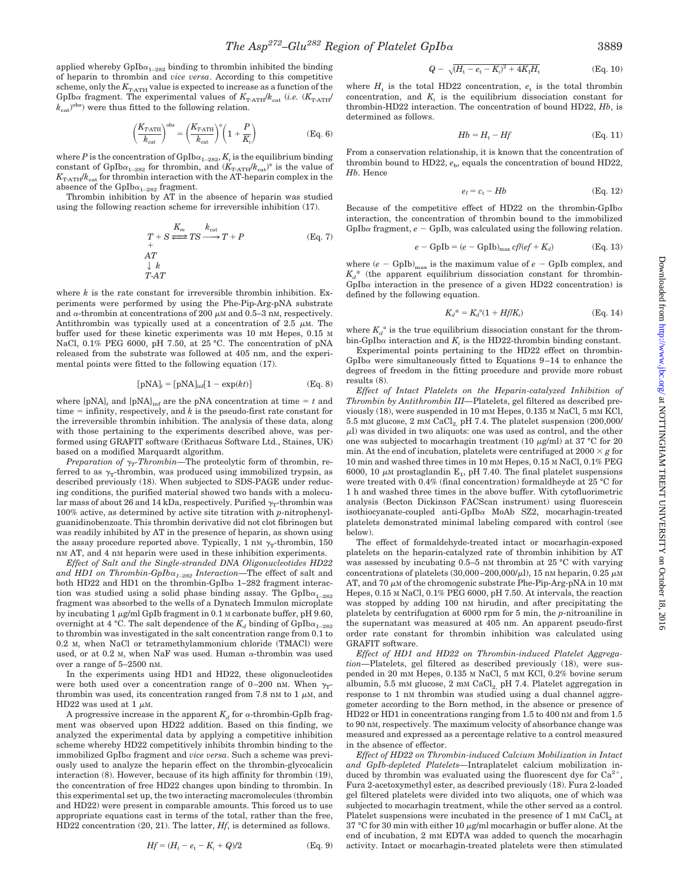applied whereby GpIb$\alpha_{1-282}$ binding to thrombin inhibited the binding of heparin to thrombin and *vice versa*. According to this competitive scheme, only the $K_{T\cdot ATH}$ value is expected to increase as a function of the GpIb$\alpha$ fragment. The experimental values of $K_{T\cdot ATH}/k_{cat}$ (*i.e.* $(K_{T\cdot ATH}/k_{cat})^{obs}$) were thus fitted to the following relation.

$$\left(\frac{K_{T\cdot ATH}}{k_{cat}}\right)^{obs} = \left(\frac{K_{T\cdot ATH}}{k_{cat}}\right)^{\circ}\left(1 + \frac{P}{K_i}\right) \quad \text{(Eq. 6)}$$

where $P$ is the concentration of GpIb$\alpha_{1-282}$, $K_i$ is the equilibrium binding constant of GpIb$\alpha_{1-282}$ for thrombin, and $(K_{T\cdot ATH}/k_{cat})^{\circ}$ is the value of $K_{T\cdot ATH}/k_{cat}$ for thrombin interaction with the AT-heparin complex in the absence of the GpIb$\alpha_{1-282}$ fragment.

Thrombin inhibition by AT in the absence of heparin was studied using the following reaction scheme for irreversible inhibition (17).

$$\begin{array}{l} T + S \overset{K_m}{\rightleftharpoons} TS \overset{k_{cat}}{\longrightarrow} T + P \\ + \\ AT \\ \downarrow k \\ T\text{-}AT \end{array} \quad \text{(Eq. 7)}$$

where $k$ is the rate constant for irreversible thrombin inhibition. Experiments were performed by using the Phe-Pip-Arg-pNA substrate and $\alpha$-thrombin at concentrations of 200 $\mu$M and 0.5–3 nM, respectively. Antithrombin was typically used at a concentration of 2.5 $\mu$M. The buffer used for these kinetic experiments was 10 mM Hepes, 0.15 M NaCl, 0.1% PEG 6000, pH 7.50, at 25 °C. The concentration of pNA released from the substrate was followed at 405 nm, and the experimental points were fitted to the following equation (17).

$$[\text{pNA}]_t = [\text{pNA}]_{inf}[1 - \exp(kt)] \quad \text{(Eq. 8)}$$

where $[\text{pNA}]_t$ and $[\text{pNA}]_{inf}$ are the pNA concentration at time = $t$ and time = infinity, respectively, and $k$ is the pseudo-first rate constant for the irreversible thrombin inhibition. The analysis of these data, along with those pertaining to the experiments described above, was performed using GRAFIT software (Erithacus Software Ltd., Staines, UK) based on a modified Marquardt algorithm.

*Preparation of $\gamma_T$-Thrombin*—The proteolytic form of thrombin, referred to as $\gamma_T$-thrombin, was produced using immobilized trypsin, as described previously (18). When subjected to SDS-PAGE under reducing conditions, the purified material showed two bands with a molecular mass of about 26 and 14 kDa, respectively. Purified $\gamma_T$-thrombin was 100% active, as determined by active site titration with *p*-nitrophenylguanidinobenzoate. This thrombin derivative did not clot fibrinogen but was readily inhibited by AT in the presence of heparin, as shown using the assay procedure reported above. Typically, 1 nM $\gamma_T$-thrombin, 150 nM AT, and 4 nM heparin were used in these inhibition experiments.

*Effect of Salt and the Single-stranded DNA Oligonucleotides HD22 and HD1 on Thrombin-GpIb$\alpha_{1-282}$ Interaction*—The effect of salt and both HD22 and HD1 on the thrombin-GpIb$\alpha$ 1–282 fragment interaction was studied using a solid phase binding assay. The GpIb$\alpha_{1-282}$ fragment was absorbed to the wells of a Dynatech Immulon microplate by incubating 1 $\mu$g/ml GpIb fragment in 0.1 M carbonate buffer, pH 9.60, overnight at 4 °C. The salt dependence of the $K_d$ binding of GpIb$\alpha_{1-282}$ to thrombin was investigated in the salt concentration range from 0.1 to 0.2 M, when NaCl or tetramethylammonium chloride (TMACl) were used, or at 0.2 M, when NaF was used. Human $\alpha$-thrombin was used over a range of 5–2500 nM.

In the experiments using HD1 and HD22, these oligonucleotides were both used over a concentration range of 0–200 nM. When $\gamma_T$-thrombin was used, its concentration ranged from 7.8 nM to 1 $\mu$M, and HD22 was used at 1 $\mu$M.

A progressive increase in the apparent $K_d$ for $\alpha$-thrombin-GpIb fragment was observed upon HD22 addition. Based on this finding, we analyzed the experimental data by applying a competitive inhibition scheme whereby HD22 competitively inhibits thrombin binding to the immobilized GpIb$\alpha$ fragment and *vice versa*. Such a scheme was previously used to analyze the heparin effect on the thrombin-glycocalicin interaction (8). However, because of its high affinity for thrombin (19), the concentration of free HD22 changes upon binding to thrombin. In this experimental set up, the two interacting macromolecules (thrombin and HD22) were present in comparable amounts. This forced us to use appropriate equations cast in terms of the total, rather than the free, HD22 concentration (20, 21). The latter, $Hf$, is determined as follows.

$$Hf = (H_t - e_t - K_i + Q)/2 \quad \text{(Eq. 9)}$$

$$Q = \sqrt{(H_t - e_t - K_i)^2 + 4K_iH_t} \quad \text{(Eq. 10)}$$

where $H_t$ is the total HD22 concentration, $e_t$ is the total thrombin concentration, and $K_i$ is the equilibrium dissociation constant for thrombin-HD22 interaction. The concentration of bound HD22, $Hb$, is determined as follows.

$$Hb = H_t - Hf \quad \text{(Eq. 11)}$$

From a conservation relationship, it is known that the concentration of thrombin bound to HD22, $e_b$, equals the concentration of bound HD22, $Hb$. Hence

$$e_f = e_t - Hb \quad \text{(Eq. 12)}$$

Because of the competitive effect of HD22 on the thrombin-GpIb$\alpha$ interaction, the concentration of thrombin bound to the immobilized GpIb$\alpha$ fragment, $e$ − GpIb, was calculated using the following relation.

$$e - \text{GpIb} = (e - \text{GpIb})_{max}\, cf/(ef + K_d) \quad \text{(Eq. 13)}$$

where $(e - \text{GpIb})_{max}$ is the maximum value of $e$ − GpIb complex, and $K_d{}^*$ (the apparent equilibrium dissociation constant for thrombin-GpIb$\alpha$ interaction in the presence of a given HD22 concentration) is defined by the following equation.

$$K_d{}^* = K_d{}^{\circ}(1 + Hf/K_i) \quad \text{(Eq. 14)}$$

where $K_d{}^{\circ}$ is the true equilibrium dissociation constant for the thrombin-GpIb$\alpha$ interaction and $K_i$ is the HD22-thrombin binding constant.

Experimental points pertaining to the HD22 effect on thrombin-GpIb$\alpha$ were simultaneously fitted to Equations 9–14 to enhance the degrees of freedom in the fitting procedure and provide more robust results (8).

*Effect of Intact Platelets on the Heparin-catalyzed Inhibition of Thrombin by Antithrombin III*—Platelets, gel filtered as described previously (18), were suspended in 10 mM Hepes, 0.135 M NaCl, 5 mM KCl, 5.5 mM glucose, 2 mM $CaCl_2$, pH 7.4. The platelet suspension (200,000/$\mu$l) was divided in two aliquots: one was used as control, and the other one was subjected to mocarhagin treatment (10 $\mu$g/ml) at 37 °C for 20 min. At the end of incubation, platelets were centrifuged at 2000 × $g$ for 10 min and washed three times in 10 mM Hepes, 0.15 M NaCl, 0.1% PEG 6000, 10 $\mu$M prostaglandin $E_1$, pH 7.40. The final platelet suspensions were treated with 0.4% (final concentration) formaldheyde at 25 °C for 1 h and washed three times in the above buffer. With cytofluorimetric analysis (Becton Dickinson FACScan instrument) using fluorescein isothiocyanate-coupled anti-GpIb$\alpha$ MoAb SZ2, mocarhagin-treated platelets demonstrated minimal labeling compared with control (see below).

The effect of formaldehyde-treated intact or mocarhagin-exposed platelets on the heparin-catalyzed rate of thrombin inhibition by AT was assessed by incubating 0.5–5 nM thrombin at 25 °C with varying concentrations of platelets (30,000–200,000/$\mu$l), 15 nM heparin, 0.25 $\mu$M AT, and 70 $\mu$M of the chromogenic substrate Phe-Pip-Arg-pNA in 10 mM Hepes, 0.15 M NaCl, 0.1% PEG 6000, pH 7.50. At intervals, the reaction was stopped by adding 100 nM hirudin, and after precipitating the platelets by centrifugation at 6000 rpm for 5 min, the *p*-nitroaniline in the supernatant was measured at 405 nm. An apparent pseudo-first order rate constant for thrombin inhibition was calculated using GRAFIT software.

*Effect of HD1 and HD22 on Thrombin-induced Platelet Aggregation*—Platelets, gel filtered as described previously (18), were suspended in 20 mM Hepes, 0.135 M NaCl, 5 mM KCl, 0.2% bovine serum albumin, 5.5 mM glucose, 2 mM $CaCl_2$, pH 7.4. Platelet aggregation in response to 1 nM thrombin was studied using a dual channel aggregometer according to the Born method, in the absence or presence of HD22 or HD1 in concentrations ranging from 1.5 to 400 nM and from 1.5 to 90 nM, respectively. The maximum velocity of absorbance change was measured and expressed as a percentage relative to a control measured in the absence of effector.

*Effect of HD22 on Thrombin-induced Calcium Mobilization in Intact and GpIb-depleted Platelets*—Intraplatelet calcium mobilization induced by thrombin was evaluated using the fluorescent dye for $Ca^{2+}$, Fura 2-acetoxymethyl ester, as described previously (18). Fura 2-loaded gel filtered platelets were divided into two aliquots, one of which was subjected to mocarhagin treatment, while the other served as a control. Platelet suspensions were incubated in the presence of 1 mM $CaCl_2$ at 37 °C for 30 min with either 10 $\mu$g/ml mocarhagin or buffer alone. At the end of incubation, 2 mM EDTA was added to quench the mocarhagin activity. Intact or mocarhagin-treated platelets were then stimulated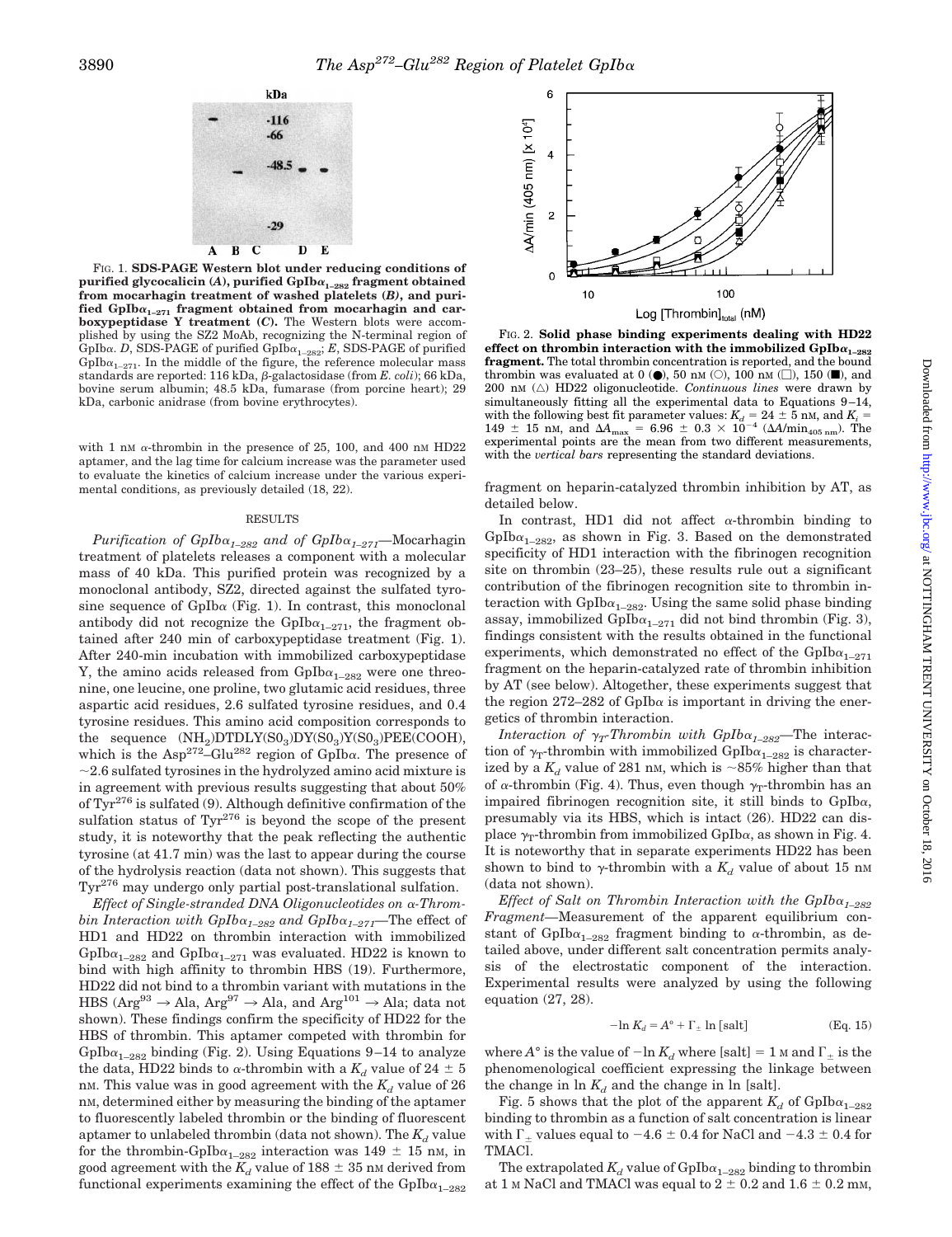FIG. 1. **SDS-PAGE Western blot under reducing conditions of purified glycocalicin (A), purified $GpIb\alpha_{1-282}$ fragment obtained from mocarhagin treatment of washed platelets (B), and purified $GpIb\alpha_{1-271}$ fragment obtained from mocarhagin and carboxypeptidase Y treatment (C).** The Western blots were accomplished by using the SZ2 MoAb, recognizing the N-terminal region of GpIbα. *D*, SDS-PAGE of purified $GpIb\alpha_{1-282}$; *E*, SDS-PAGE of purified $GpIb\alpha_{1-271}$. In the middle of the figure, the reference molecular mass standards are reported: 116 kDa, β-galactosidase (from *E. coli*); 66 kDa, bovine serum albumin; 48.5 kDa, fumarase (from porcine heart); 29 kDa, carbonic anidrase (from bovine erythrocytes).

with 1 nM α-thrombin in the presence of 25, 100, and 400 nM HD22 aptamer, and the lag time for calcium increase was the parameter used to evaluate the kinetics of calcium increase under the various experimental conditions, as previously detailed (18, 22).

## RESULTS

*Purification of $GpIb\alpha_{1-282}$ and of $GpIb\alpha_{1-271}$*—Mocarhagin treatment of platelets releases a component with a molecular mass of 40 kDa. This purified protein was recognized by a monoclonal antibody, SZ2, directed against the sulfated tyrosine sequence of GpIbα (Fig. 1). In contrast, this monoclonal antibody did not recognize the $GpIb\alpha_{1-271}$, the fragment obtained after 240 min of carboxypeptidase treatment (Fig. 1). After 240-min incubation with immobilized carboxypeptidase Y, the amino acids released from $GpIb\alpha_{1-282}$ were one threonine, one leucine, one proline, two glutamic acid residues, three aspartic acid residues, 2.6 sulfated tyrosine residues, and 0.4 tyrosine residues. This amino acid composition corresponds to the sequence $(NH_2)DTDLY(SO_3)DY(SO_3)Y(SO_3)PEE(COOH)$, which is the $Asp^{272}$–$Glu^{282}$ region of GpIbα. The presence of ~2.6 sulfated tyrosines in the hydrolyzed amino acid mixture is in agreement with previous results suggesting that about 50% of $Tyr^{276}$ is sulfated (9). Although definitive confirmation of the sulfation status of $Tyr^{276}$ is beyond the scope of the present study, it is noteworthy that the peak reflecting the authentic tyrosine (at 41.7 min) was the last to appear during the course of the hydrolysis reaction (data not shown). This suggests that $Tyr^{276}$ may undergo only partial post-translational sulfation.

*Effect of Single-stranded DNA Oligonucleotides on α-Thrombin Interaction with $GpIb\alpha_{1-282}$ and $GpIb\alpha_{1-271}$*—The effect of HD1 and HD22 on thrombin interaction with immobilized $GpIb\alpha_{1-282}$ and $GpIb\alpha_{1-271}$ was evaluated. HD22 is known to bind with high affinity to thrombin HBS (19). Furthermore, HD22 did not bind to a thrombin variant with mutations in the HBS ($Arg^{93} \rightarrow Ala$, $Arg^{97} \rightarrow Ala$, and $Arg^{101} \rightarrow Ala$; data not shown). These findings confirm the specificity of HD22 for the HBS of thrombin. This aptamer competed with thrombin for $GpIb\alpha_{1-282}$ binding (Fig. 2). Using Equations 9–14 to analyze the data, HD22 binds to α-thrombin with a $K_d$ value of 24 ± 5 nM. This value was in good agreement with the $K_d$ value of 26 nM, determined either by measuring the binding of the aptamer to fluorescently labeled thrombin or the binding of fluorescent aptamer to unlabeled thrombin (data not shown). The $K_d$ value for the thrombin-$GpIb\alpha_{1-282}$ interaction was 149 ± 15 nM, in good agreement with the $K_d$ value of 188 ± 35 nM derived from functional experiments examining the effect of the $GpIb\alpha_{1-282}$ fragment on heparin-catalyzed thrombin inhibition by AT, as detailed below.

FIG. 2. **Solid phase binding experiments dealing with HD22 effect on thrombin interaction with the immobilized $GpIb\alpha_{1-282}$ fragment.** The total thrombin concentration is reported, and the bound thrombin was evaluated at 0 (●), 50 nM (○), 100 nM (□), 150 (■), and 200 nM (△) HD22 oligonucleotide. *Continuous lines* were drawn by simultaneously fitting all the experimental data to Equations 9–14, with the following best fit parameter values: $K_d$ = 24 ± 5 nM, and $K_i$ = 149 ± 15 nM, and $\Delta A_{max}$ = 6.96 ± 0.3 × $10^{-4}$ ($\Delta A/min_{405\ nm}$). The experimental points are the mean from two different measurements, with the *vertical bars* representing the standard deviations.

In contrast, HD1 did not affect α-thrombin binding to $GpIb\alpha_{1-282}$, as shown in Fig. 3. Based on the demonstrated specificity of HD1 interaction with the fibrinogen recognition site on thrombin (23–25), these results rule out a significant contribution of the fibrinogen recognition site to thrombin interaction with $GpIb\alpha_{1-282}$. Using the same solid phase binding assay, immobilized $GpIb\alpha_{1-271}$ did not bind thrombin (Fig. 3), findings consistent with the results obtained in the functional experiments, which demonstrated no effect of the $GpIb\alpha_{1-271}$ fragment on the heparin-catalyzed rate of thrombin inhibition by AT (see below). Altogether, these experiments suggest that the region 272–282 of GpIbα is important in driving the energetics of thrombin interaction.

*Interaction of $\gamma_T$-Thrombin with $GpIb\alpha_{1-282}$*—The interaction of $\gamma_T$-thrombin with immobilized $GpIb\alpha_{1-282}$ is characterized by a $K_d$ value of 281 nM, which is ~85% higher than that of α-thrombin (Fig. 4). Thus, even though $\gamma_T$-thrombin has an impaired fibrinogen recognition site, it still binds to GpIbα, presumably via its HBS, which is intact (26). HD22 can displace $\gamma_T$-thrombin from immobilized GpIbα, as shown in Fig. 4. It is noteworthy that in separate experiments HD22 has been shown to bind to γ-thrombin with a $K_d$ value of about 15 nM (data not shown).

*Effect of Salt on Thrombin Interaction with the $GpIb\alpha_{1-282}$ Fragment*—Measurement of the apparent equilibrium constant of $GpIb\alpha_{1-282}$ fragment binding to α-thrombin, as detailed above, under different salt concentration permits analysis of the electrostatic component of the interaction. Experimental results were analyzed by using the following equation (27, 28).

$$-\ln K_d = A^\circ + \Gamma_\pm \ln [\text{salt}] \quad \text{(Eq. 15)}$$

where $A^\circ$ is the value of $-\ln K_d$ where [salt] = 1 M and $\Gamma_\pm$ is the phenomenological coefficient expressing the linkage between the change in ln $K_d$ and the change in ln [salt].

Fig. 5 shows that the plot of the apparent $K_d$ of $GpIb\alpha_{1-282}$ binding to thrombin as a function of salt concentration is linear with $\Gamma_\pm$ values equal to −4.6 ± 0.4 for NaCl and −4.3 ± 0.4 for TMACl.

The extrapolated $K_d$ value of $GpIb\alpha_{1-282}$ binding to thrombin at 1 M NaCl and TMACl was equal to 2 ± 0.2 and 1.6 ± 0.2 mM,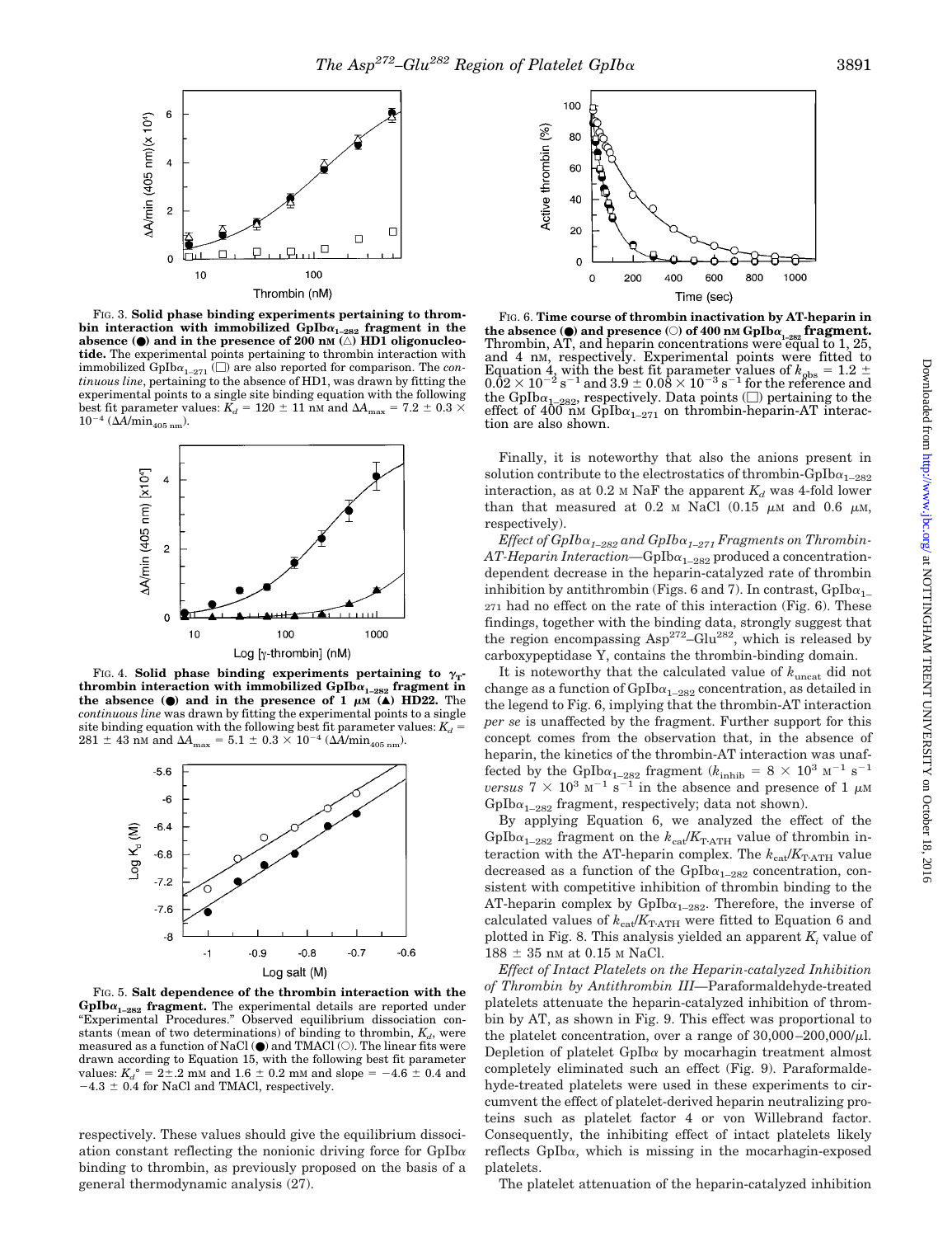FIG. 3. **Solid phase binding experiments pertaining to thrombin interaction with immobilized GpIb$\alpha_{1-282}$ fragment in the absence (●) and in the presence of 200 nM (△) HD1 oligonucleotide.** The experimental points pertaining to thrombin interaction with immobilized GpIb$\alpha_{1-271}$ (□) are also reported for comparison. The *continuous line*, pertaining to the absence of HD1, was drawn by fitting the experimental points to a single site binding equation with the following best fit parameter values: $K_d$ = 120 ± 11 nM and $\Delta A_{max}$ = 7.2 ± 0.3 × $10^{-4}$ ($\Delta A$/min$_{405\ nm}$).

FIG. 4. **Solid phase binding experiments pertaining to $\gamma_T$-thrombin interaction with immobilized GpIb$\alpha_{1-282}$ fragment in the absence (●) and in the presence of 1 μM (▲) HD22.** The *continuous line* was drawn by fitting the experimental points to a single site binding equation with the following best fit parameter values: $K_d$ = 281 ± 43 nM and $\Delta A_{max}$ = 5.1 ± 0.3 × $10^{-4}$ ($\Delta A$/min$_{405\ nm}$).

FIG. 5. **Salt dependence of the thrombin interaction with the GpIb$\alpha_{1-282}$ fragment.** The experimental details are reported under "Experimental Procedures." Observed equilibrium dissociation constants (mean of two determinations) of binding to thrombin, $K_d$, were measured as a function of NaCl (●) and TMACl (○). The linear fits were drawn according to Equation 15, with the following best fit parameter values: $K_d°$ = 2±.2 mM and 1.6 ± 0.2 mM and slope = −4.6 ± 0.4 and −4.3 ± 0.4 for NaCl and TMACl, respectively.

respectively. These values should give the equilibrium dissociation constant reflecting the nonionic driving force for GpIb$\alpha$ binding to thrombin, as previously proposed on the basis of a general thermodynamic analysis (27).

FIG. 6. **Time course of thrombin inactivation by AT-heparin in the absence (●) and presence (○) of 400 nM GpIb$\alpha_{1-282}$ fragment.** Thrombin, AT, and heparin concentrations were equal to 1, 25, and 4 nM, respectively. Experimental points were fitted to Equation 4, with the best fit parameter values of $k_{obs}$ = 1.2 ± 0.02 × $10^{-2}$ $s^{-1}$ and 3.9 ± 0.08 × $10^{-3}$ $s^{-1}$ for the reference and the GpIb$\alpha_{1-282}$, respectively. Data points (□) pertaining to the effect of 400 nM GpIb$\alpha_{1-271}$ on thrombin-heparin-AT interaction are also shown.

Finally, it is noteworthy that also the anions present in solution contribute to the electrostatics of thrombin-GpIb$\alpha_{1-282}$ interaction, as at 0.2 M NaF the apparent $K_d$ was 4-fold lower than that measured at 0.2 M NaCl (0.15 μM and 0.6 μM, respectively).

*Effect of GpIb$\alpha_{1-282}$ and GpIb$\alpha_{1-271}$ Fragments on Thrombin-AT-Heparin Interaction*—GpIb$\alpha_{1-282}$ produced a concentration-dependent decrease in the heparin-catalyzed rate of thrombin inhibition by antithrombin (Figs. 6 and 7). In contrast, GpIb$\alpha_{1-271}$ had no effect on the rate of this interaction (Fig. 6). These findings, together with the binding data, strongly suggest that the region encompassing Asp[272]–Glu[282], which is released by carboxypeptidase Y, contains the thrombin-binding domain.

It is noteworthy that the calculated value of $k_{uncat}$ did not change as a function of GpIb$\alpha_{1-282}$ concentration, as detailed in the legend to Fig. 6, implying that the thrombin-AT interaction *per se* is unaffected by the fragment. Further support for this concept comes from the observation that, in the absence of heparin, the kinetics of the thrombin-AT interaction was unaffected by the GpIb$\alpha_{1-282}$ fragment ($k_{inhib}$ = 8 × $10^3$ $M^{-1}$ $s^{-1}$ *versus* 7 × $10^3$ $M^{-1}$ $s^{-1}$ in the absence and presence of 1 μM GpIb$\alpha_{1-282}$ fragment, respectively; data not shown).

By applying Equation 6, we analyzed the effect of the GpIb$\alpha_{1-282}$ fragment on the $k_{cat}/K_{T\cdot ATH}$ value of thrombin interaction with the AT-heparin complex. The $k_{cat}/K_{T\cdot ATH}$ value decreased as a function of the GpIb$\alpha_{1-282}$ concentration, consistent with competitive inhibition of thrombin binding to the AT-heparin complex by GpIb$\alpha_{1-282}$. Therefore, the inverse of calculated values of $k_{cat}/K_{T\cdot ATH}$ were fitted to Equation 6 and plotted in Fig. 8. This analysis yielded an apparent $K_i$ value of 188 ± 35 nM at 0.15 M NaCl.

*Effect of Intact Platelets on the Heparin-catalyzed Inhibition of Thrombin by Antithrombin III*—Paraformaldehyde-treated platelets attenuate the heparin-catalyzed inhibition of thrombin by AT, as shown in Fig. 9. This effect was proportional to the platelet concentration, over a range of 30,000–200,000/μl. Depletion of platelet GpIb$\alpha$ by mocarhagin treatment almost completely eliminated such an effect (Fig. 9). Paraformaldehyde-treated platelets were used in these experiments to circumvent the effect of platelet-derived heparin neutralizing proteins such as platelet factor 4 or von Willebrand factor. Consequently, the inhibiting effect of intact platelets likely reflects GpIb$\alpha$, which is missing in the mocarhagin-exposed platelets.

The platelet attenuation of the heparin-catalyzed inhibition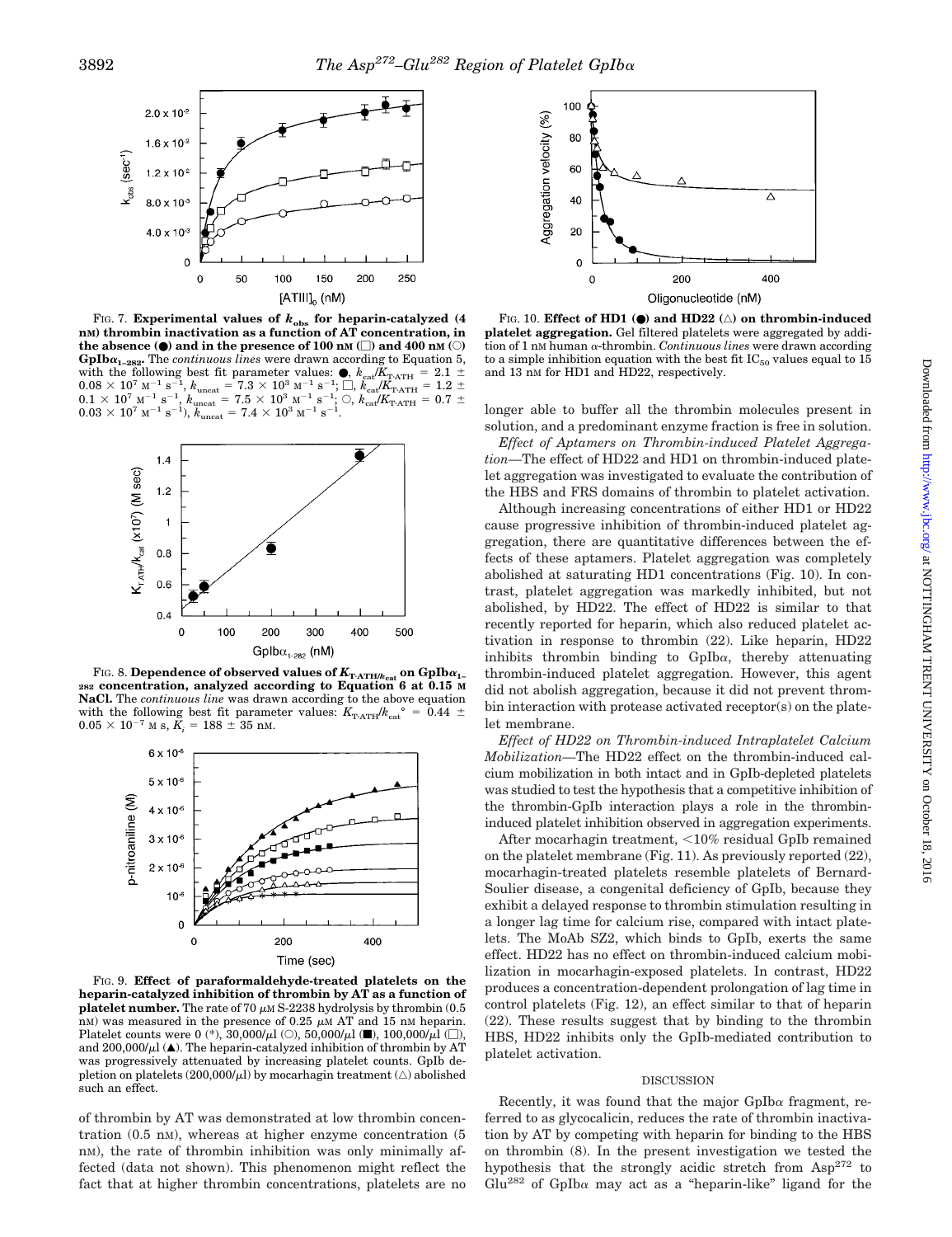FIG. 7. **Experimental values of $k_{obs}$ for heparin-catalyzed (4 nM) thrombin inactivation as a function of AT concentration, in the absence (●) and in the presence of 100 nM (□) and 400 nM (○) GpIb$\alpha_{1-282}$.** The *continuous lines* were drawn according to Equation 5, with the following best fit parameter values: ●, $k_{cat}/K_{T\cdot ATH} = 2.1 \pm 0.08 \times 10^7$ $M^{-1}$ $s^{-1}$, $k_{uncat} = 7.3 \times 10^3$ $M^{-1}$ $s^{-1}$; □, $k_{cat}/K_{T\cdot ATH} = 1.2 \pm 0.1 \times 10^7$ $M^{-1}$ $s^{-1}$, $k_{uncat} = 7.5 \times 10^3$ $M^{-1}$ $s^{-1}$; ○, $k_{cat}/K_{T\cdot ATH} = 0.7 \pm 0.03 \times 10^7$ $M^{-1}$ $s^{-1}$), $k_{uncat} = 7.4 \times 10^3$ $M^{-1}$ $s^{-1}$.

FIG. 8. **Dependence of observed values of $K_{T\cdot ATH}/k_{cat}$ on GpIb$\alpha_{1-282}$ concentration, analyzed according to Equation 6 at 0.15 M NaCl.** The *continuous line* was drawn according to the above equation with the following best fit parameter values: $K_{T\cdot ATH}/k_{cat}{}^{\circ} = 0.44 \pm 0.05 \times 10^{-7}$ M s, $K_i = 188 \pm 35$ nM.

FIG. 9. **Effect of paraformaldehyde-treated platelets on the heparin-catalyzed inhibition of thrombin by AT as a function of platelet number.** The rate of 70 $\mu$M S-2238 hydrolysis by thrombin (0.5 nM) was measured in the presence of 0.25 $\mu$M AT and 15 nM heparin. Platelet counts were 0 (*), 30,000/$\mu$l (○), 50,000/$\mu$l (■), 100,000/$\mu$l (□), and 200,000/$\mu$l (▲). The heparin-catalyzed inhibition of thrombin by AT was progressively attenuated by increasing platelet counts. GpIb depletion on platelets (200,000/$\mu$l) by mocarhagin treatment (△) abolished such an effect.

of thrombin by AT was demonstrated at low thrombin concentration (0.5 nM), whereas at higher enzyme concentration (5 nM), the rate of thrombin inhibition was only minimally affected (data not shown). This phenomenon might reflect the fact that at higher thrombin concentrations, platelets are no longer able to buffer all the thrombin molecules present in solution, and a predominant enzyme fraction is free in solution.

FIG. 10. **Effect of HD1 (●) and HD22 (△) on thrombin-induced platelet aggregation.** Gel filtered platelets were aggregated by addition of 1 nM human α-thrombin. *Continuous lines* were drawn according to a simple inhibition equation with the best fit $IC_{50}$ values equal to 15 and 13 nM for HD1 and HD22, respectively.

*Effect of Aptamers on Thrombin-induced Platelet Aggregation*—The effect of HD22 and HD1 on thrombin-induced platelet aggregation was investigated to evaluate the contribution of the HBS and FRS domains of thrombin to platelet activation.

Although increasing concentrations of either HD1 or HD22 cause progressive inhibition of thrombin-induced platelet aggregation, there are quantitative differences between the effects of these aptamers. Platelet aggregation was completely abolished at saturating HD1 concentrations (Fig. 10). In contrast, platelet aggregation was markedly inhibited, but not abolished, by HD22. The effect of HD22 is similar to that recently reported for heparin, which also reduced platelet activation in response to thrombin (22). Like heparin, HD22 inhibits thrombin binding to GpIbα, thereby attenuating thrombin-induced platelet aggregation. However, this agent did not abolish aggregation, because it did not prevent thrombin interaction with protease activated receptor(s) on the platelet membrane.

*Effect of HD22 on Thrombin-induced Intraplatelet Calcium Mobilization*—The HD22 effect on the thrombin-induced calcium mobilization in both intact and in GpIb-depleted platelets was studied to test the hypothesis that a competitive inhibition of the thrombin-GpIb interaction plays a role in the thrombin-induced platelet inhibition observed in aggregation experiments.

After mocarhagin treatment, <10% residual GpIb remained on the platelet membrane (Fig. 11). As previously reported (22), mocarhagin-treated platelets resemble platelets of Bernard-Soulier disease, a congenital deficiency of GpIb, because they exhibit a delayed response to thrombin stimulation resulting in a longer lag time for calcium rise, compared with intact platelets. The MoAb SZ2, which binds to GpIb, exerts the same effect. HD22 has no effect on thrombin-induced calcium mobilization in mocarhagin-exposed platelets. In contrast, HD22 produces a concentration-dependent prolongation of lag time in control platelets (Fig. 12), an effect similar to that of heparin (22). These results suggest that by binding to the thrombin HBS, HD22 inhibits only the GpIb-mediated contribution to platelet activation.

## DISCUSSION

Recently, it was found that the major GpIbα fragment, referred to as glycocalicin, reduces the rate of thrombin inactivation by AT by competing with heparin for binding to the HBS on thrombin (8). In the present investigation we tested the hypothesis that the strongly acidic stretch from Asp[272] to Glu[282] of GpIbα may act as a "heparin-like" ligand for the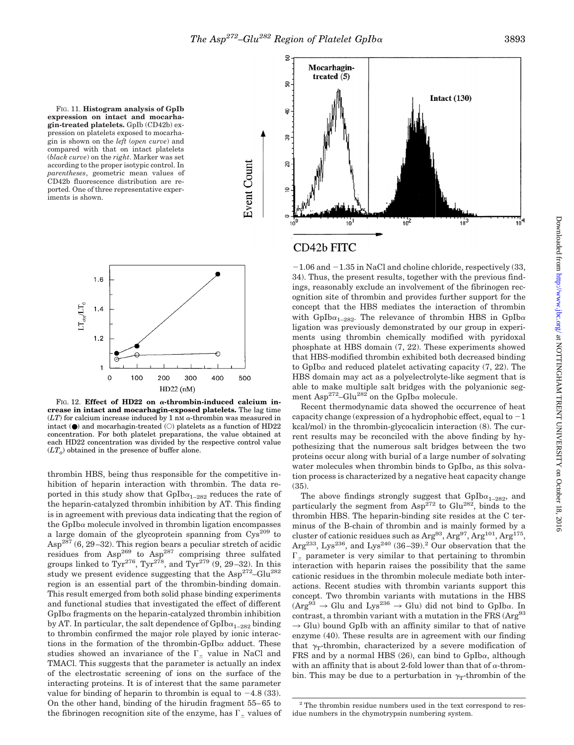FIG. 11. **Histogram analysis of GpIb expression on intact and mocarhagin-treated platelets.** GpIb (CD42b) expression on platelets exposed to mocarhagin is shown on the *left* (*open curve*) and compared with that on intact platelets (*black curve*) on the *right*. Marker was set according to the proper isotypic control. In *parentheses*, geometric mean values of CD42b fluorescence distribution are reported. One of three representative experiments is shown.

FIG. 12. **Effect of HD22 on α-thrombin-induced calcium increase in intact and mocarhagin-exposed platelets.** The lag time ($LT$) for calcium increase induced by 1 nM α-thrombin was measured in intact (●) and mocarhagin-treated (○) platelets as a function of HD22 concentration. For both platelet preparations, the value obtained at each HD22 concentration was divided by the respective control value ($LT_o$) obtained in the presence of buffer alone.

thrombin HBS, being thus responsible for the competitive inhibition of heparin interaction with thrombin. The data reported in this study show that GpIbα$_{1-282}$ reduces the rate of the heparin-catalyzed thrombin inhibition by AT. This finding is in agreement with previous data indicating that the region of the GpIbα molecule involved in thrombin ligation encompasses a large domain of the glycoprotein spanning from Cys$^{209}$ to Asp$^{287}$ (6, 29–32). This region bears a peculiar stretch of acidic residues from Asp$^{269}$ to Asp$^{287}$ comprising three sulfated groups linked to Tyr$^{276}$, Tyr$^{278}$, and Tyr$^{279}$ (9, 29–32). In this study we present evidence suggesting that the Asp$^{272}$–Glu$^{282}$ region is an essential part of the thrombin-binding domain. This result emerged from both solid phase binding experiments and functional studies that investigated the effect of different GpIbα fragments on the heparin-catalyzed thrombin inhibition by AT. In particular, the salt dependence of GpIbα$_{1-282}$ binding to thrombin confirmed the major role played by ionic interactions in the formation of the thrombin-GpIbα adduct. These studies showed an invariance of the $\Gamma_{\pm}$ value in NaCl and TMACl. This suggests that the parameter is actually an index of the electrostatic screening of ions on the surface of the interacting proteins. It is of interest that the same parameter value for binding of heparin to thrombin is equal to −4.8 (33). On the other hand, binding of the hirudin fragment 55–65 to the fibrinogen recognition site of the enzyme, has $\Gamma_{\pm}$ values of −1.06 and −1.35 in NaCl and choline chloride, respectively (33, 34). Thus, the present results, together with the previous findings, reasonably exclude an involvement of the fibrinogen recognition site of thrombin and provides further support for the concept that the HBS mediates the interaction of thrombin with GpIbα$_{1-282}$. The relevance of thrombin HBS in GpIbα ligation was previously demonstrated by our group in experiments using thrombin chemically modified with pyridoxal phosphate at HBS domain (7, 22). These experiments showed that HBS-modified thrombin exhibited both decreased binding to GpIbα and reduced platelet activating capacity (7, 22). The HBS domain may act as a polyelectrolyte-like segment that is able to make multiple salt bridges with the polyanionic segment Asp$^{272}$–Glu$^{282}$ on the GpIbα molecule.

Recent thermodynamic data showed the occurrence of heat capacity change (expression of a hydrophobic effect, equal to −1 kcal/mol) in the thrombin-glycocalicin interaction (8). The current results may be reconciled with the above finding by hypothesizing that the numerous salt bridges between the two proteins occur along with burial of a large number of solvating water molecules when thrombin binds to GpIbα, as this solvation process is characterized by a negative heat capacity change (35).

The above findings strongly suggest that GpIbα$_{1-282}$, and particularly the segment from Asp$^{272}$ to Glu$^{282}$, binds to the thrombin HBS. The heparin-binding site resides at the C terminus of the B-chain of thrombin and is mainly formed by a cluster of cationic residues such as Arg$^{93}$, Arg$^{97}$, Arg$^{101}$, Arg$^{175}$, Arg$^{233}$, Lys$^{236}$, and Lys$^{240}$ (36–39).[2] Our observation that the $\Gamma_{\pm}$ parameter is very similar to that pertaining to thrombin interaction with heparin raises the possibility that the same cationic residues in the thrombin molecule mediate both interactions. Recent studies with thrombin variants support this concept. Two thrombin variants with mutations in the HBS (Arg$^{93}$ → Glu and Lys$^{236}$ → Glu) did not bind to GpIbα. In contrast, a thrombin variant with a mutation in the FRS (Arg$^{93}$ → Glu) bound GpIb with an affinity similar to that of native enzyme (40). These results are in agreement with our finding that $\gamma_T$-thrombin, characterized by a severe modification of FRS and by a normal HBS (26), can bind to GpIbα, although with an affinity that is about 2-fold lower than that of α-thrombin. This may be due to a perturbation in $\gamma_T$-thrombin of the

[2] The thrombin residue numbers used in the text correspond to residue numbers in the chymotrypsin numbering system.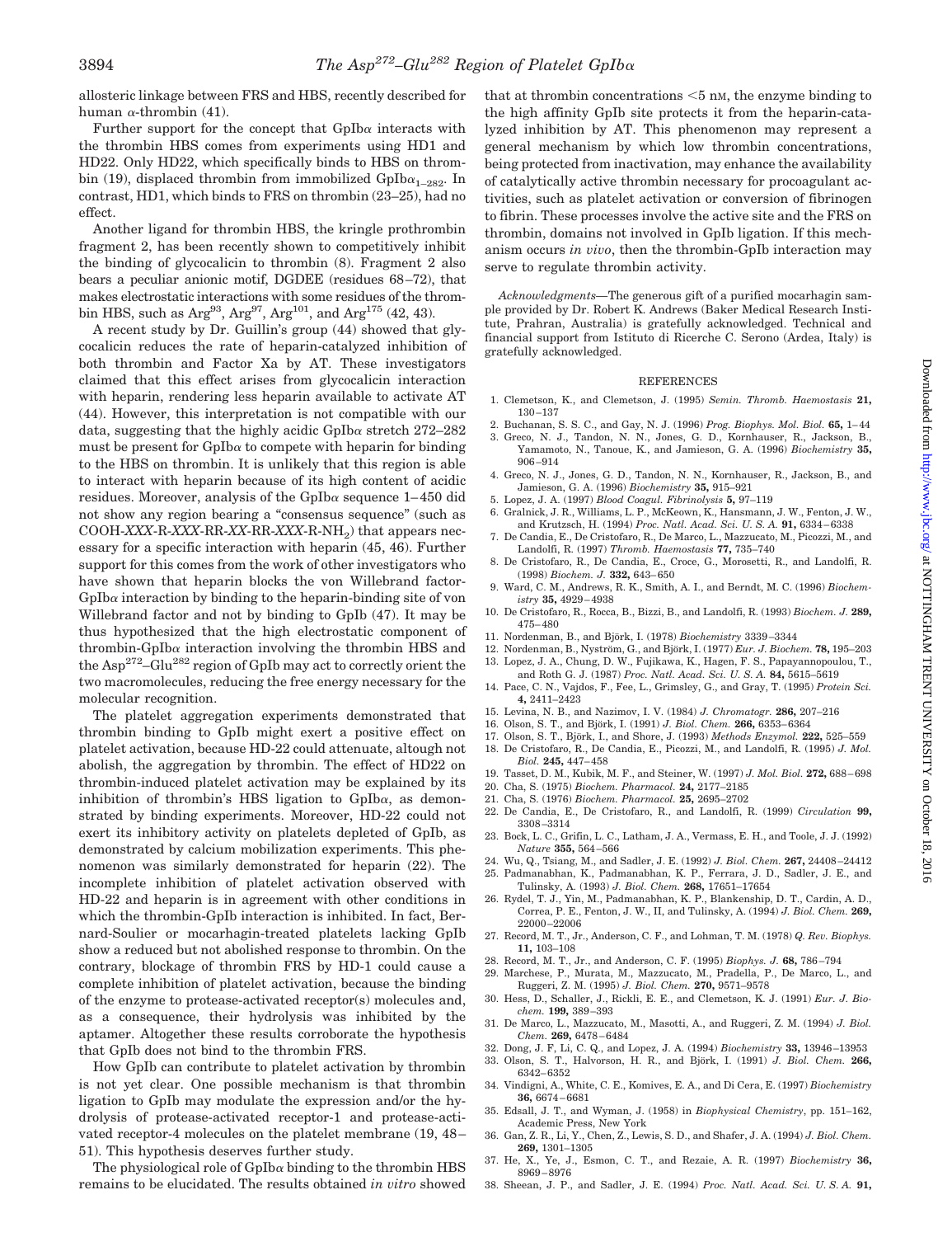allosteric linkage between FRS and HBS, recently described for human α-thrombin (41).

Further support for the concept that GpIbα interacts with the thrombin HBS comes from experiments using HD1 and HD22. Only HD22, which specifically binds to HBS on thrombin (19), displaced thrombin from immobilized GpIb$\alpha_{1-282}$. In contrast, HD1, which binds to FRS on thrombin (23–25), had no effect.

Another ligand for thrombin HBS, the kringle prothrombin fragment 2, has been recently shown to competitively inhibit the binding of glycocalicin to thrombin (8). Fragment 2 also bears a peculiar anionic motif, DGDEE (residues 68–72), that makes electrostatic interactions with some residues of the thrombin HBS, such as $Arg^{93}$, $Arg^{97}$, $Arg^{101}$, and $Arg^{175}$ (42, 43).

A recent study by Dr. Guillin's group (44) showed that glycocalicin reduces the rate of heparin-catalyzed inhibition of both thrombin and Factor Xa by AT. These investigators claimed that this effect arises from glycocalicin interaction with heparin, rendering less heparin available to activate AT (44). However, this interpretation is not compatible with our data, suggesting that the highly acidic GpIbα stretch 272–282 must be present for GpIbα to compete with heparin for binding to the HBS on thrombin. It is unlikely that this region is able to interact with heparin because of its high content of acidic residues. Moreover, analysis of the GpIbα sequence 1–450 did not show any region bearing a "consensus sequence" (such as COOH-*XXX*-R-*XXX*-RR-*XX*-RR-*XXX*-R-$NH_2$) that appears necessary for a specific interaction with heparin (45, 46). Further support for this comes from the work of other investigators who have shown that heparin blocks the von Willebrand factor-GpIbα interaction by binding to the heparin-binding site of von Willebrand factor and not by binding to GpIb (47). It may be thus hypothesized that the high electrostatic component of thrombin-GpIbα interaction involving the thrombin HBS and the $Asp^{272}$–$Glu^{282}$ region of GpIb may act to correctly orient the two macromolecules, reducing the free energy necessary for the molecular recognition.

The platelet aggregation experiments demonstrated that thrombin binding to GpIb might exert a positive effect on platelet activation, because HD-22 could attenuate, altough not abolish, the aggregation by thrombin. The effect of HD22 on thrombin-induced platelet activation may be explained by its inhibition of thrombin's HBS ligation to GpIbα, as demonstrated by binding experiments. Moreover, HD-22 could not exert its inhibitory activity on platelets depleted of GpIb, as demonstrated by calcium mobilization experiments. This phenomenon was similarly demonstrated for heparin (22). The incomplete inhibition of platelet activation observed with HD-22 and heparin is in agreement with other conditions in which the thrombin-GpIb interaction is inhibited. In fact, Bernard-Soulier or mocarhagin-treated platelets lacking GpIb show a reduced but not abolished response to thrombin. On the contrary, blockage of thrombin FRS by HD-1 could cause a complete inhibition of platelet activation, because the binding of the enzyme to protease-activated receptor(s) molecules and, as a consequence, their hydrolysis was inhibited by the aptamer. Altogether these results corroborate the hypothesis that GpIb does not bind to the thrombin FRS.

How GpIb can contribute to platelet activation by thrombin is not yet clear. One possible mechanism is that thrombin ligation to GpIb may modulate the expression and/or the hydrolysis of protease-activated receptor-1 and protease-activated receptor-4 molecules on the platelet membrane (19, 48–51). This hypothesis deserves further study.

The physiological role of GpIbα binding to the thrombin HBS remains to be elucidated. The results obtained *in vitro* showed that at thrombin concentrations <5 nM, the enzyme binding to the high affinity GpIb site protects it from the heparin-catalyzed inhibition by AT. This phenomenon may represent a general mechanism by which low thrombin concentrations, being protected from inactivation, may enhance the availability of catalytically active thrombin necessary for procoagulant activities, such as platelet activation or conversion of fibrinogen to fibrin. These processes involve the active site and the FRS on thrombin, domains not involved in GpIb ligation. If this mechanism occurs *in vivo*, then the thrombin-GpIb interaction may serve to regulate thrombin activity.

*Acknowledgments*—The generous gift of a purified mocarhagin sample provided by Dr. Robert K. Andrews (Baker Medical Research Institute, Prahran, Australia) is gratefully acknowledged. Technical and financial support from Istituto di Ricerche C. Serono (Ardea, Italy) is gratefully acknowledged.

## REFERENCES

1. Clemetson, K., and Clemetson, J. (1995) *Semin. Thromb. Haemostasis* **21,** 130–137
2. Buchanan, S. S. C., and Gay, N. J. (1996) *Prog. Biophys. Mol. Biol.* **65,** 1–44
3. Greco, N. J., Tandon, N. N., Jones, G. D., Kornhauser, R., Jackson, B., Yamamoto, N., Tanoue, K., and Jamieson, G. A. (1996) *Biochemistry* **35,** 906–914
4. Greco, N. J., Jones, G. D., Tandon, N. N., Kornhauser, R., Jackson, B., and Jamieson, G. A. (1996) *Biochemistry* **35,** 915–921
5. Lopez, J. A. (1997) *Blood Coagul. Fibrinolysis* **5,** 97–119
6. Gralnick, H. R., Williams, L. P., McKeown, K., Hansmann, J. W., Fenton, J. W., and Krutzsch, H. (1994) *Proc. Natl. Acad. Sci. U. S. A.* **91,** 6334–6338
7. De Candia, E., De Cristofaro, R., De Marco, L., Mazzucato, M., Picozzi, M., and Landolfi, R. (1997) *Thromb. Haemostasis* **77,** 735–740
8. De Cristofaro, R., De Candia, E., Croce, G., Morosetti, R., and Landolfi, R. (1998) *Biochem. J.* **332,** 643–650
9. Ward, C. M., Andrews, R. K., Smith, A. I., and Berndt, M. C. (1996) *Biochemistry* **35,** 4929–4938
10. De Cristofaro, R., Rocca, B., Bizzi, B., and Landolfi, R. (1993) *Biochem. J.* **289,** 475–480
11. Nordenman, B., and Björk, I. (1978) *Biochemistry* 3339–3344
12. Nordenman, B., Nyström, G., and Björk, I. (1977) *Eur. J. Biochem.* **78,** 195–203
13. Lopez, J. A., Chung, D. W., Fujikawa, K., Hagen, F. S., Papayannopoulou, T., and Roth G. J. (1987) *Proc. Natl. Acad. Sci. U. S. A.* **84,** 5615–5619
14. Pace, C. N., Vajdos, F., Fee, L., Grimsley, G., and Gray, T. (1995) *Protein Sci.* **4,** 2411–2423
15. Levina, N. B., and Nazimov, I. V. (1984) *J. Chromatogr.* **286,** 207–216
16. Olson, S. T., and Björk, I. (1991) *J. Biol. Chem.* **266,** 6353–6364
17. Olson, S. T., Björk, I., and Shore, J. (1993) *Methods Enzymol.* **222,** 525–559
18. De Cristofaro, R., De Candia, E., Picozzi, M., and Landolfi, R. (1995) *J. Mol. Biol.* **245,** 447–458
19. Tasset, D. M., Kubik, M. F., and Steiner, W. (1997) *J. Mol. Biol.* **272,** 688–698
20. Cha, S. (1975) *Biochem. Pharmacol.* **24,** 2177–2185
21. Cha, S. (1976) *Biochem. Pharmacol.* **25,** 2695–2702
22. De Candia, E., De Cristofaro, R., and Landolfi, R. (1999) *Circulation* **99,** 3308–3314
23. Bock, L. C., Grifin, L. C., Latham, J. A., Vermass, E. H., and Toole, J. J. (1992) *Nature* **355,** 564–566
24. Wu, Q., Tsiang, M., and Sadler, J. E. (1992) *J. Biol. Chem.* **267,** 24408–24412
25. Padmanabhan, K., Padmanabhan, K. P., Ferrara, J. D., Sadler, J. E., and Tulinsky, A. (1993) *J. Biol. Chem.* **268,** 17651–17654
26. Rydel, T. J., Yin, M., Padmanabhan, K. P., Blankenship, D. T., Cardin, A. D., Correa, P. E., Fenton, J. W., II, and Tulinsky, A. (1994) *J. Biol. Chem.* **269,** 22000–22006
27. Record, M. T., Jr., Anderson, C. F., and Lohman, T. M. (1978) *Q. Rev. Biophys.* **11,** 103–108
28. Record, M. T., Jr., and Anderson, C. F. (1995) *Biophys. J.* **68,** 786–794
29. Marchese, P., Murata, M., Mazzucato, M., Pradella, P., De Marco, L., and Ruggeri, Z. M. (1995) *J. Biol. Chem.* **270,** 9571–9578
30. Hess, D., Schaller, J., Rickli, E. E., and Clemetson, K. J. (1991) *Eur. J. Biochem.* **199,** 389–393
31. De Marco, L., Mazzucato, M., Masotti, A., and Ruggeri, Z. M. (1994) *J. Biol. Chem.* **269,** 6478–6484
32. Dong, J. F, Li, C. Q., and Lopez, J. A. (1994) *Biochemistry* **33,** 13946–13953
33. Olson, S. T., Halvorson, H. R., and Björk, I. (1991) *J. Biol. Chem.* **266,** 6342–6352
34. Vindigni, A., White, C. E., Komives, E. A., and Di Cera, E. (1997) *Biochemistry* **36,** 6674–6681
35. Edsall, J. T., and Wyman, J. (1958) in *Biophysical Chemistry*, pp. 151–162, Academic Press, New York
36. Gan, Z. R., Li, Y., Chen, Z., Lewis, S. D., and Shafer, J. A. (1994) *J. Biol. Chem.* **269,** 1301–1305
37. He, X., Ye, J., Esmon, C. T., and Rezaie, A. R. (1997) *Biochemistry* **36,** 8969–8976
38. Sheean, J. P., and Sadler, J. E. (1994) *Proc. Natl. Acad. Sci. U. S. A.* **91,**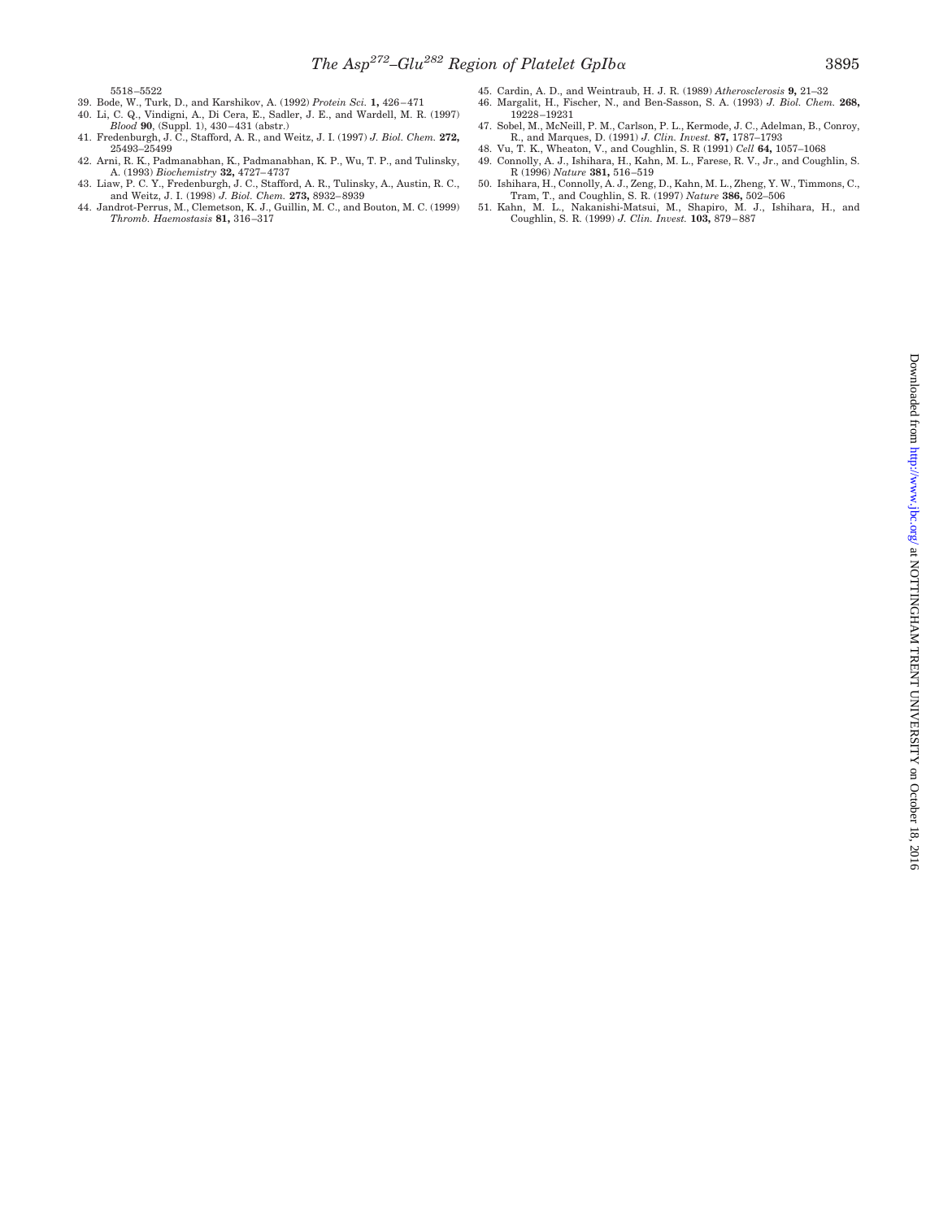5518–5522

39. Bode, W., Turk, D., and Karshikov, A. (1992) *Protein Sci.* **1,** 426–471
40. Li, C. Q., Vindigni, A., Di Cera, E., Sadler, J. E., and Wardell, M. R. (1997) *Blood* **90**, (Suppl. 1), 430–431 (abstr.)
41. Fredenburgh, J. C., Stafford, A. R., and Weitz, J. I. (1997) *J. Biol. Chem.* **272,** 25493–25499
42. Arni, R. K., Padmanabhan, K., Padmanabhan, K. P., Wu, T. P., and Tulinsky, A. (1993) *Biochemistry* **32,** 4727–4737
43. Liaw, P. C. Y., Fredenburgh, J. C., Stafford, A. R., Tulinsky, A., Austin, R. C., and Weitz, J. I. (1998) *J. Biol. Chem.* **273,** 8932–8939
44. Jandrot-Perrus, M., Clemetson, K. J., Guillin, M. C., and Bouton, M. C. (1999) *Thromb. Haemostasis* **81,** 316–317
45. Cardin, A. D., and Weintraub, H. J. R. (1989) *Atherosclerosis* **9,** 21–32
46. Margalit, H., Fischer, N., and Ben-Sasson, S. A. (1993) *J. Biol. Chem.* **268,** 19228–19231
47. Sobel, M., McNeill, P. M., Carlson, P. L., Kermode, J. C., Adelman, B., Conroy, R., and Marques, D. (1991) *J. Clin. Invest.* **87,** 1787–1793
48. Vu, T. K., Wheaton, V., and Coughlin, S. R (1991) *Cell* **64,** 1057–1068
49. Connolly, A. J., Ishihara, H., Kahn, M. L., Farese, R. V., Jr., and Coughlin, S. R (1996) *Nature* **381,** 516–519
50. Ishihara, H., Connolly, A. J., Zeng, D., Kahn, M. L., Zheng, Y. W., Timmons, C., Tram, T., and Coughlin, S. R. (1997) *Nature* **386,** 502–506
51. Kahn, M. L., Nakanishi-Matsui, M., Shapiro, M. J., Ishihara, H., and Coughlin, S. R. (1999) *J. Clin. Invest.* **103,** 879–887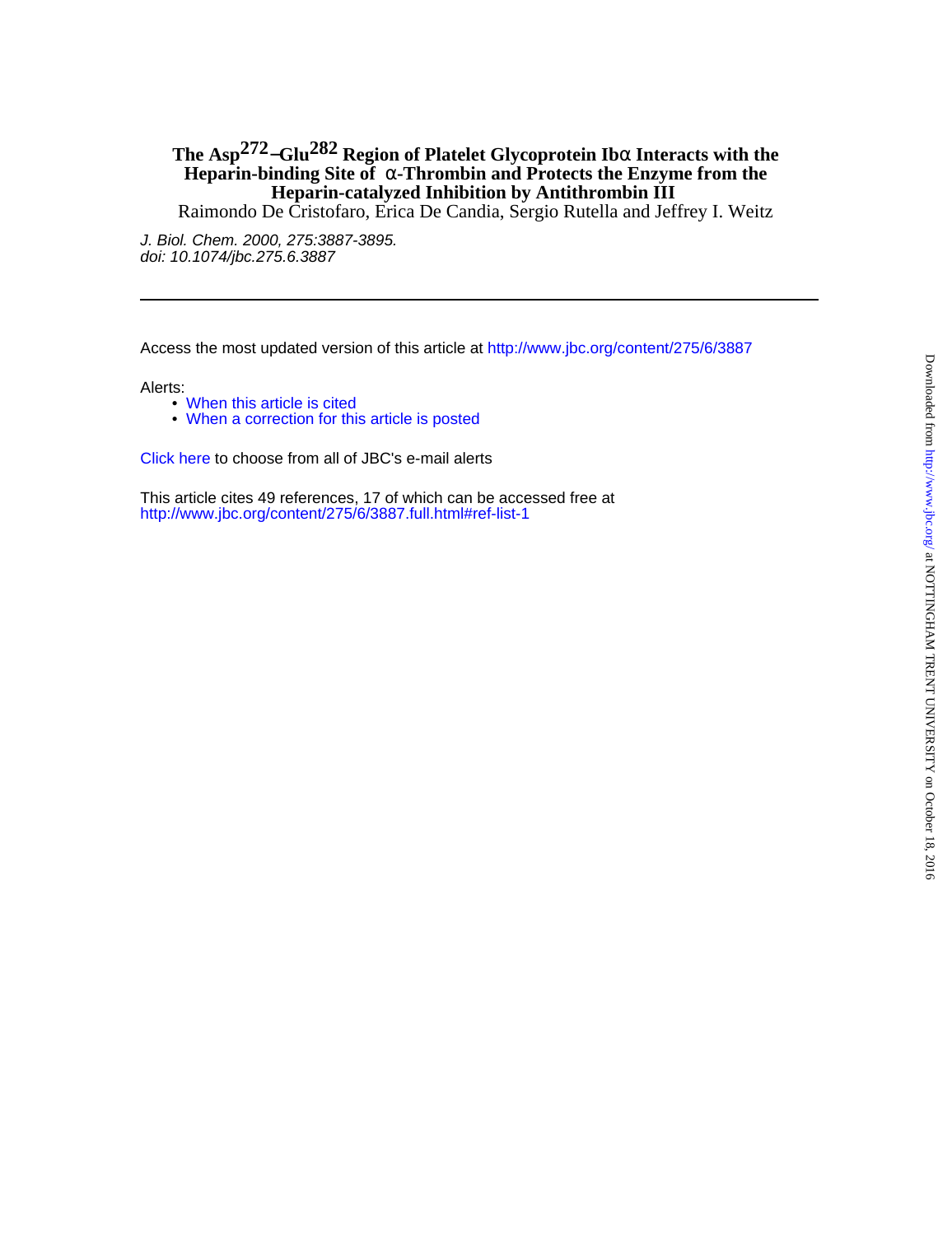# The Asp[272]–Glu[282] Region of Platelet Glycoprotein Ibα Interacts with the Heparin-binding Site of α-Thrombin and Protects the Enzyme from the Heparin-catalyzed Inhibition by Antithrombin III

Raimondo De Cristofaro, Erica De Candia, Sergio Rutella and Jeffrey I. Weitz

*J. Biol. Chem. 2000, 275:3887-3895.*
*doi: 10.1074/jbc.275.6.3887*

---

Access the most updated version of this article at http://www.jbc.org/content/275/6/3887

Alerts:

- When this article is cited
- When a correction for this article is posted

Click here to choose from all of JBC's e-mail alerts

This article cites 49 references, 17 of which can be accessed free at http://www.jbc.org/content/275/6/3887.full.html#ref-list-1

Downloaded from http://www.jbc.org/ at NOTTINGHAM TRENT UNIVERSITY on October 18, 2016